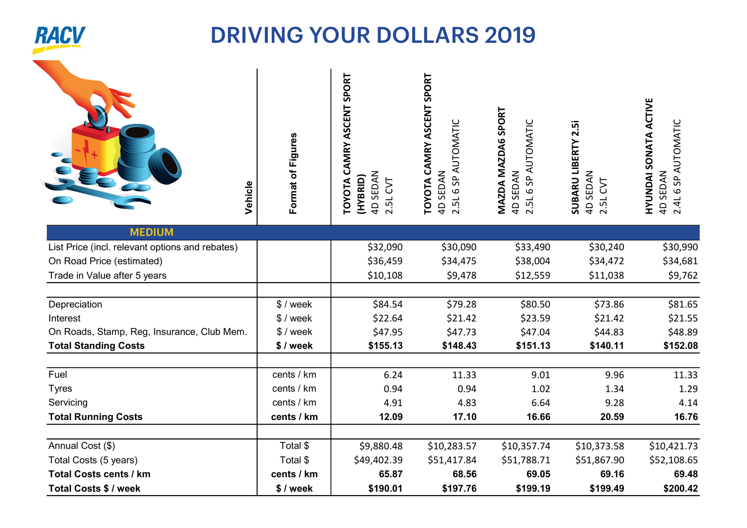# DRIVING YOUR DOLLARS 2019

RACV

| Vehicle | Format of Figures | TOYOTA CAMRY ASCENT SPORT (HYBRID) 4D SEDAN 2.5L CVT | TOYOTA CAMRY ASCENT SPORT 4D SEDAN 2.5L 6 SP AUTOMATIC | MAZDA MAZDA6 SPORT 4D SEDAN 2.5L 6 SP AUTOMATIC | SUBARU LIBERTY 2.5i 4D SEDAN 2.5L CVT | HYUNDAI SONATA ACTIVE 4D SEDAN 2.4L 6 SP AUTOMATIC |
|---|---|---|---|---|---|---|
| **MEDIUM** | | | | | | |
| List Price (incl. relevant options and rebates) | | $32,090 | $30,090 | $33,490 | $30,240 | $30,990 |
| On Road Price (estimated) | | $36,459 | $34,475 | $38,004 | $34,472 | $34,681 |
| Trade in Value after 5 years | | $10,108 | $9,478 | $12,559 | $11,038 | $9,762 |
| | | | | | | |
| Depreciation | $ / week | $84.54 | $79.28 | $80.50 | $73.86 | $81.65 |
| Interest | $ / week | $22.64 | $21.42 | $23.59 | $21.42 | $21.55 |
| On Roads, Stamp, Reg, Insurance, Club Mem. | $ / week | $47.95 | $47.73 | $47.04 | $44.83 | $48.89 |
| **Total Standing Costs** | **$ / week** | **$155.13** | **$148.43** | **$151.13** | **$140.11** | **$152.08** |
| | | | | | | |
| Fuel | cents / km | 6.24 | 11.33 | 9.01 | 9.96 | 11.33 |
| Tyres | cents / km | 0.94 | 0.94 | 1.02 | 1.34 | 1.29 |
| Servicing | cents / km | 4.91 | 4.83 | 6.64 | 9.28 | 4.14 |
| **Total Running Costs** | **cents / km** | **12.09** | **17.10** | **16.66** | **20.59** | **16.76** |
| | | | | | | |
| Annual Cost ($) | Total $ | $9,880.48 | $10,283.57 | $10,357.74 | $10,373.58 | $10,421.73 |
| Total Costs (5 years) | Total $ | $49,402.39 | $51,417.84 | $51,788.71 | $51,867.90 | $52,108.65 |
| **Total Costs cents / km** | **cents / km** | **65.87** | **68.56** | **69.05** | **69.16** | **69.48** |
| **Total Costs $ / week** | **$ / week** | **$190.01** | **$197.76** | **$199.19** | **$199.49** | **$200.42** |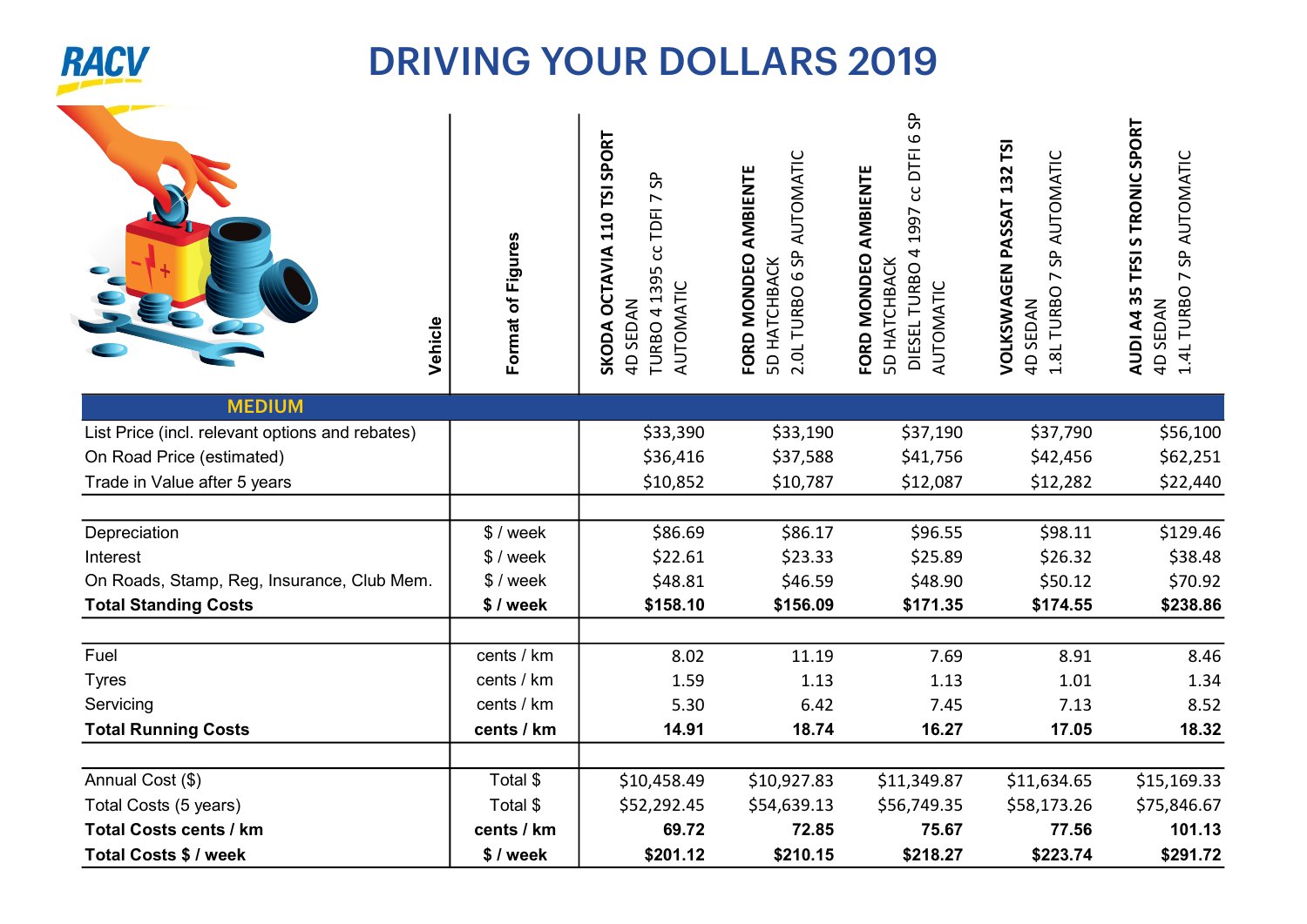# DRIVING YOUR DOLLARS 2019

| Vehicle | Format of Figures | SKODA OCTAVIA 110 TSI SPORT 4D SEDAN TURBO 4 1395 cc TDFI 7 SP AUTOMATIC | FORD MONDEO AMBIENTE 5D HATCHBACK 2.0L TURBO 6 SP AUTOMATIC | FORD MONDEO AMBIENTE 5D HATCHBACK DIESEL TURBO 4 1997 cc DTFI 6 SP AUTOMATIC | VOLKSWAGEN PASSAT 132 TSI 4D SEDAN 1.8L TURBO 7 SP AUTOMATIC | AUDI A4 35 TFSI S TRONIC SPORT 4D SEDAN 1.4L TURBO 7 SP AUTOMATIC |
|---|---|---|---|---|---|---|
| **MEDIUM** | | | | | | |
| List Price (incl. relevant options and rebates) | | $33,390 | $33,190 | $37,190 | $37,790 | $56,100 |
| On Road Price (estimated) | | $36,416 | $37,588 | $41,756 | $42,456 | $62,251 |
| Trade in Value after 5 years | | $10,852 | $10,787 | $12,087 | $12,282 | $22,440 |
| | | | | | | |
| Depreciation | $ / week | $86.69 | $86.17 | $96.55 | $98.11 | $129.46 |
| Interest | $ / week | $22.61 | $23.33 | $25.89 | $26.32 | $38.48 |
| On Roads, Stamp, Reg, Insurance, Club Mem. | $ / week | $48.81 | $46.59 | $48.90 | $50.12 | $70.92 |
| **Total Standing Costs** | **$ / week** | **$158.10** | **$156.09** | **$171.35** | **$174.55** | **$238.86** |
| | | | | | | |
| Fuel | cents / km | 8.02 | 11.19 | 7.69 | 8.91 | 8.46 |
| Tyres | cents / km | 1.59 | 1.13 | 1.13 | 1.01 | 1.34 |
| Servicing | cents / km | 5.30 | 6.42 | 7.45 | 7.13 | 8.52 |
| **Total Running Costs** | **cents / km** | **14.91** | **18.74** | **16.27** | **17.05** | **18.32** |
| | | | | | | |
| Annual Cost ($) | Total $ | $10,458.49 | $10,927.83 | $11,349.87 | $11,634.65 | $15,169.33 |
| Total Costs (5 years) | Total $ | $52,292.45 | $54,639.13 | $56,749.35 | $58,173.26 | $75,846.67 |
| **Total Costs cents / km** | **cents / km** | **69.72** | **72.85** | **75.67** | **77.56** | **101.13** |
| **Total Costs $ / week** | **$ / week** | **$201.12** | **$210.15** | **$218.27** | **$223.74** | **$291.72** |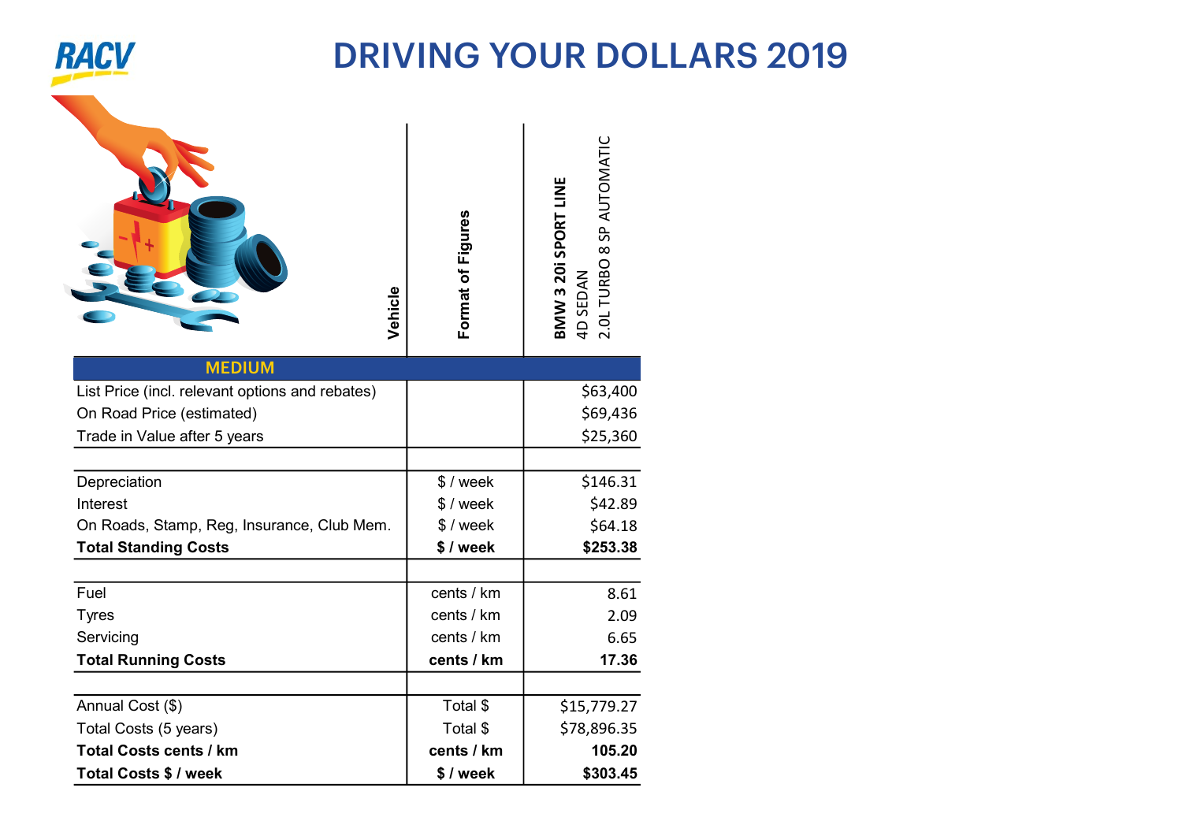# DRIVING YOUR DOLLARS 2019

| Vehicle | Format of Figures | BMW 3 20i SPORT LINE 4D SEDAN 2.0L TURBO 8 SP AUTOMATIC |
|---|---|---|
| **MEDIUM** | | |
| List Price (incl. relevant options and rebates) | | $63,400 |
| On Road Price (estimated) | | $69,436 |
| Trade in Value after 5 years | | $25,360 |
| | | |
| Depreciation | $ / week | $146.31 |
| Interest | $ / week | $42.89 |
| On Roads, Stamp, Reg, Insurance, Club Mem. | $ / week | $64.18 |
| **Total Standing Costs** | **$ / week** | **$253.38** |
| | | |
| Fuel | cents / km | 8.61 |
| Tyres | cents / km | 2.09 |
| Servicing | cents / km | 6.65 |
| **Total Running Costs** | **cents / km** | **17.36** |
| | | |
| Annual Cost ($) | Total $ | $15,779.27 |
| Total Costs (5 years) | Total $ | $78,896.35 |
| **Total Costs cents / km** | **cents / km** | **105.20** |
| **Total Costs $ / week** | **$ / week** | **$303.45** |